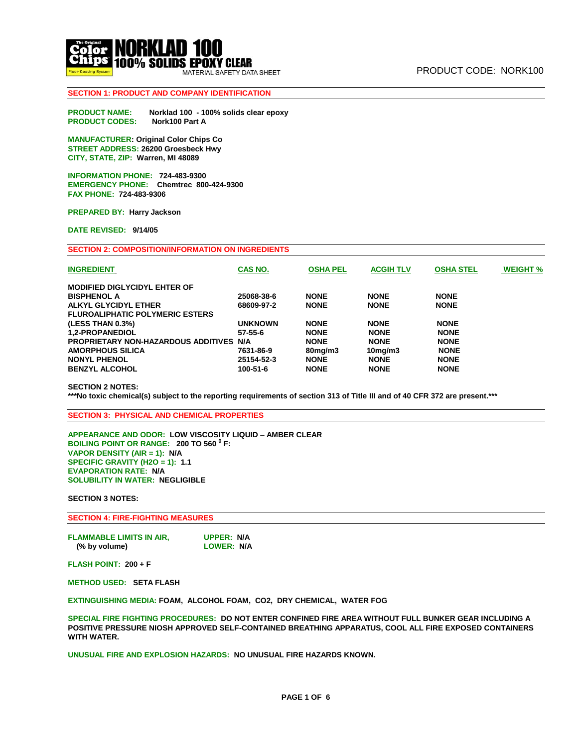**NORKLAD 100**
**100% SOLIDS EPOXY CLEAR**
MATERIAL SAFETY DATA SHEET

PRODUCT CODE: NORK100

## SECTION 1: PRODUCT AND COMPANY IDENTIFICATION

**PRODUCT NAME:** Norklad 100 - 100% solids clear epoxy
**PRODUCT CODES:** Nork100 Part A

**MANUFACTURER:** Original Color Chips Co
**STREET ADDRESS:** 26200 Groesbeck Hwy
**CITY, STATE, ZIP:** Warren, MI 48089

**INFORMATION PHONE:** 724-483-9300
**EMERGENCY PHONE:** Chemtrec 800-424-9300
**FAX PHONE:** 724-483-9306

**PREPARED BY:** Harry Jackson

**DATE REVISED:** 9/14/05

## SECTION 2: COMPOSITION/INFORMATION ON INGREDIENTS

| INGREDIENT | CAS NO. | OSHA PEL | ACGIH TLV | OSHA STEL | WEIGHT % |
|---|---|---|---|---|---|
| MODIFIED DIGLYCIDYL EHTER OF BISPHENOL A | 25068-38-6 | NONE | NONE | NONE | |
| ALKYL GLYCIDYL ETHER | 68609-97-2 | NONE | NONE | NONE | |
| FLUROALIPHATIC POLYMERIC ESTERS (LESS THAN 0.3%) | UNKNOWN | NONE | NONE | NONE | |
| 1,2-PROPANEDIOL | 57-55-6 | NONE | NONE | NONE | |
| PROPRIETARY NON-HAZARDOUS ADDITIVES | N/A | NONE | NONE | NONE | |
| AMORPHOUS SILICA | 7631-86-9 | 80mg/m3 | 10mg/m3 | NONE | |
| NONYL PHENOL | 25154-52-3 | NONE | NONE | NONE | |
| BENZYL ALCOHOL | 100-51-6 | NONE | NONE | NONE | |

**SECTION 2 NOTES:**
**\*\*\*No toxic chemical(s) subject to the reporting requirements of section 313 of Title III and of 40 CFR 372 are present.\*\*\***

## SECTION 3: PHYSICAL AND CHEMICAL PROPERTIES

**APPEARANCE AND ODOR:** LOW VISCOSITY LIQUID – AMBER CLEAR
**BOILING POINT OR RANGE:** 200 TO 560 $^0$ F:
**VAPOR DENSITY (AIR = 1):** N/A
**SPECIFIC GRAVITY (H2O = 1):** 1.1
**EVAPORATION RATE:** N/A
**SOLUBILITY IN WATER:** NEGLIGIBLE

**SECTION 3 NOTES:**

## SECTION 4: FIRE-FIGHTING MEASURES

**FLAMMABLE LIMITS IN AIR, (% by volume)** — **UPPER:** N/A **LOWER:** N/A

**FLASH POINT:** 200 + F

**METHOD USED:** SETA FLASH

**EXTINGUISHING MEDIA:** FOAM, ALCOHOL FOAM, CO2, DRY CHEMICAL, WATER FOG

**SPECIAL FIRE FIGHTING PROCEDURES:** DO NOT ENTER CONFINED FIRE AREA WITHOUT FULL BUNKER GEAR INCLUDING A POSITIVE PRESSURE NIOSH APPROVED SELF-CONTAINED BREATHING APPARATUS, COOL ALL FIRE EXPOSED CONTAINERS WITH WATER.

**UNUSUAL FIRE AND EXPLOSION HAZARDS:** NO UNUSUAL FIRE HAZARDS KNOWN.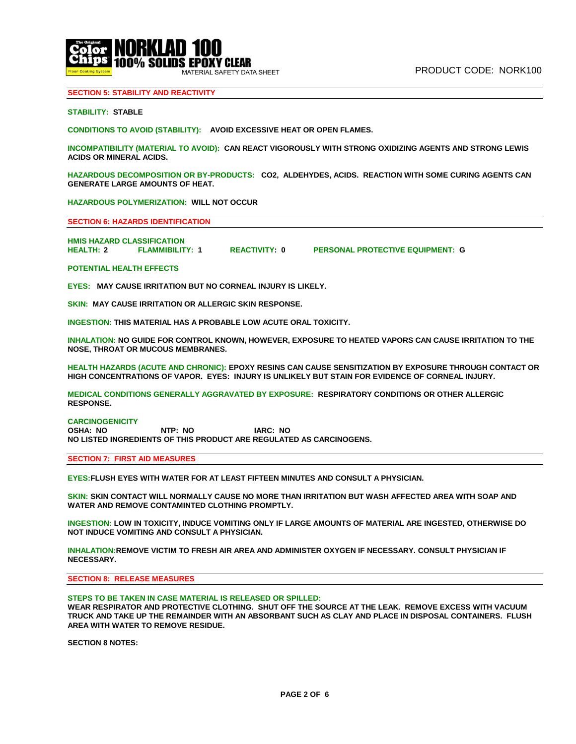## SECTION 5: STABILITY AND REACTIVITY

**STABILITY:** STABLE

**CONDITIONS TO AVOID (STABILITY):** AVOID EXCESSIVE HEAT OR OPEN FLAMES.

**INCOMPATIBILITY (MATERIAL TO AVOID):** CAN REACT VIGOROUSLY WITH STRONG OXIDIZING AGENTS AND STRONG LEWIS ACIDS OR MINERAL ACIDS.

**HAZARDOUS DECOMPOSITION OR BY-PRODUCTS:** $CO_2$, ALDEHYDES, ACIDS. REACTION WITH SOME CURING AGENTS CAN GENERATE LARGE AMOUNTS OF HEAT.

**HAZARDOUS POLYMERIZATION:** WILL NOT OCCUR

## SECTION 6: HAZARDS IDENTIFICATION

**HMIS HAZARD CLASSIFICATION**

**HEALTH:** 2 **FLAMMIBILITY:** 1 **REACTIVITY:** 0 **PERSONAL PROTECTIVE EQUIPMENT:** G

**POTENTIAL HEALTH EFFECTS**

**EYES:** MAY CAUSE IRRITATION BUT NO CORNEAL INJURY IS LIKELY.

**SKIN:** MAY CAUSE IRRITATION OR ALLERGIC SKIN RESPONSE.

**INGESTION:** THIS MATERIAL HAS A PROBABLE LOW ACUTE ORAL TOXICITY.

**INHALATION:** NO GUIDE FOR CONTROL KNOWN, HOWEVER, EXPOSURE TO HEATED VAPORS CAN CAUSE IRRITATION TO THE NOSE, THROAT OR MUCOUS MEMBRANES.

**HEALTH HAZARDS (ACUTE AND CHRONIC):** EPOXY RESINS CAN CAUSE SENSITIZATION BY EXPOSURE THROUGH CONTACT OR HIGH CONCENTRATIONS OF VAPOR. EYES: INJURY IS UNLIKELY BUT STAIN FOR EVIDENCE OF CORNEAL INJURY.

**MEDICAL CONDITIONS GENERALLY AGGRAVATED BY EXPOSURE:** RESPIRATORY CONDITIONS OR OTHER ALLERGIC RESPONSE.

**CARCINOGENICITY**

OSHA: NO NTP: NO IARC: NO

NO LISTED INGREDIENTS OF THIS PRODUCT ARE REGULATED AS CARCINOGENS.

## SECTION 7: FIRST AID MEASURES

**EYES:** FLUSH EYES WITH WATER FOR AT LEAST FIFTEEN MINUTES AND CONSULT A PHYSICIAN.

**SKIN:** SKIN CONTACT WILL NORMALLY CAUSE NO MORE THAN IRRITATION BUT WASH AFFECTED AREA WITH SOAP AND WATER AND REMOVE CONTAMINTED CLOTHING PROMPTLY.

**INGESTION:** LOW IN TOXICITY, INDUCE VOMITING ONLY IF LARGE AMOUNTS OF MATERIAL ARE INGESTED, OTHERWISE DO NOT INDUCE VOMITING AND CONSULT A PHYSICIAN.

**INHALATION:** REMOVE VICTIM TO FRESH AIR AREA AND ADMINISTER OXYGEN IF NECESSARY. CONSULT PHYSICIAN IF NECESSARY.

## SECTION 8: RELEASE MEASURES

**STEPS TO BE TAKEN IN CASE MATERIAL IS RELEASED OR SPILLED:**

WEAR RESPIRATOR AND PROTECTIVE CLOTHING. SHUT OFF THE SOURCE AT THE LEAK. REMOVE EXCESS WITH VACUUM TRUCK AND TAKE UP THE REMAINDER WITH AN ABSORBANT SUCH AS CLAY AND PLACE IN DISPOSAL CONTAINERS. FLUSH AREA WITH WATER TO REMOVE RESIDUE.

**SECTION 8 NOTES:**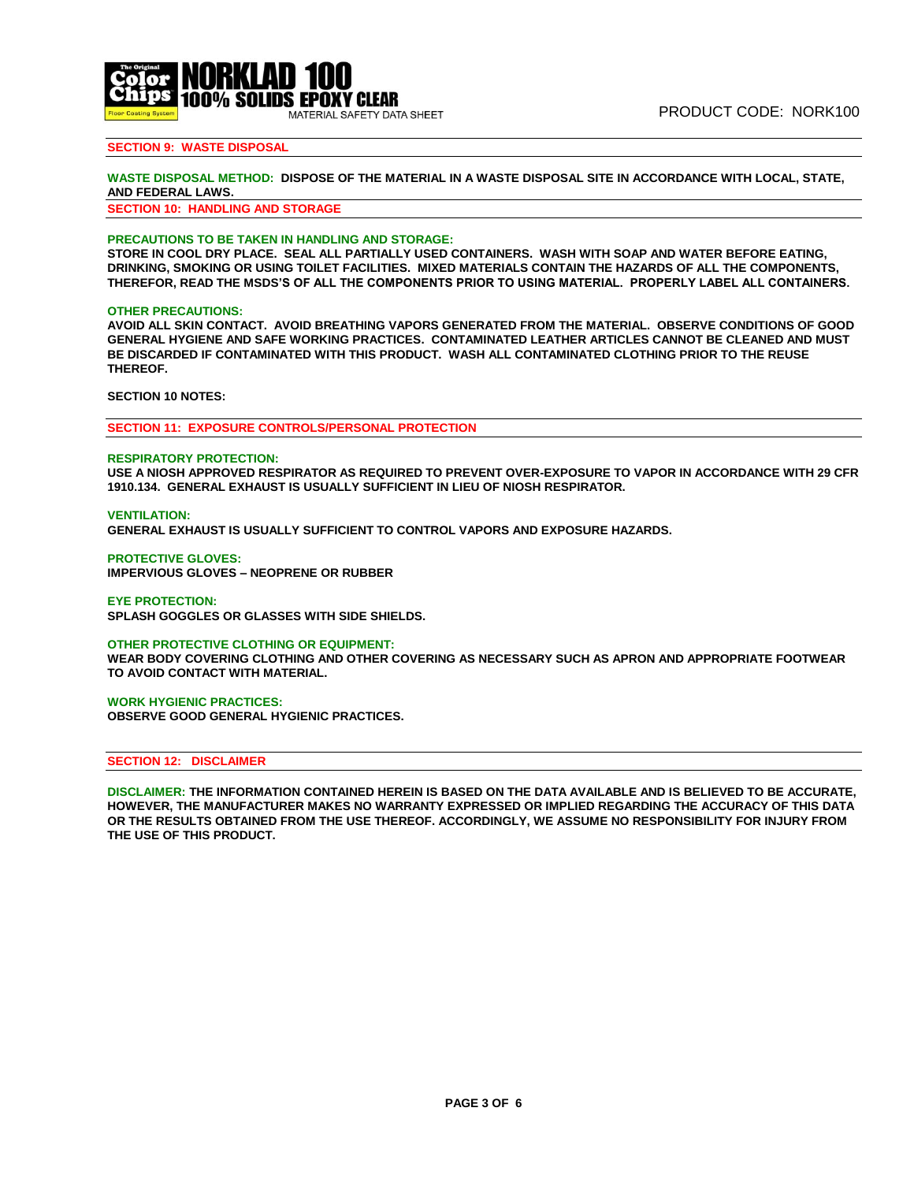## SECTION 9: WASTE DISPOSAL

**WASTE DISPOSAL METHOD:** **DISPOSE OF THE MATERIAL IN A WASTE DISPOSAL SITE IN ACCORDANCE WITH LOCAL, STATE, AND FEDERAL LAWS.**

## SECTION 10: HANDLING AND STORAGE

**PRECAUTIONS TO BE TAKEN IN HANDLING AND STORAGE:**

**STORE IN COOL DRY PLACE. SEAL ALL PARTIALLY USED CONTAINERS. WASH WITH SOAP AND WATER BEFORE EATING, DRINKING, SMOKING OR USING TOILET FACILITIES. MIXED MATERIALS CONTAIN THE HAZARDS OF ALL THE COMPONENTS, THEREFOR, READ THE MSDS'S OF ALL THE COMPONENTS PRIOR TO USING MATERIAL. PROPERLY LABEL ALL CONTAINERS.**

**OTHER PRECAUTIONS:**

**AVOID ALL SKIN CONTACT. AVOID BREATHING VAPORS GENERATED FROM THE MATERIAL. OBSERVE CONDITIONS OF GOOD GENERAL HYGIENE AND SAFE WORKING PRACTICES. CONTAMINATED LEATHER ARTICLES CANNOT BE CLEANED AND MUST BE DISCARDED IF CONTAMINATED WITH THIS PRODUCT. WASH ALL CONTAMINATED CLOTHING PRIOR TO THE REUSE THEREOF.**

**SECTION 10 NOTES:**

## SECTION 11: EXPOSURE CONTROLS/PERSONAL PROTECTION

**RESPIRATORY PROTECTION:**

**USE A NIOSH APPROVED RESPIRATOR AS REQUIRED TO PREVENT OVER-EXPOSURE TO VAPOR IN ACCORDANCE WITH 29 CFR 1910.134. GENERAL EXHAUST IS USUALLY SUFFICIENT IN LIEU OF NIOSH RESPIRATOR.**

**VENTILATION:**

**GENERAL EXHAUST IS USUALLY SUFFICIENT TO CONTROL VAPORS AND EXPOSURE HAZARDS.**

**PROTECTIVE GLOVES:**

**IMPERVIOUS GLOVES – NEOPRENE OR RUBBER**

**EYE PROTECTION:**

**SPLASH GOGGLES OR GLASSES WITH SIDE SHIELDS.**

**OTHER PROTECTIVE CLOTHING OR EQUIPMENT:**

**WEAR BODY COVERING CLOTHING AND OTHER COVERING AS NECESSARY SUCH AS APRON AND APPROPRIATE FOOTWEAR TO AVOID CONTACT WITH MATERIAL.**

**WORK HYGIENIC PRACTICES:**

**OBSERVE GOOD GENERAL HYGIENIC PRACTICES.**

## SECTION 12: DISCLAIMER

**DISCLAIMER:** **THE INFORMATION CONTAINED HEREIN IS BASED ON THE DATA AVAILABLE AND IS BELIEVED TO BE ACCURATE, HOWEVER, THE MANUFACTURER MAKES NO WARRANTY EXPRESSED OR IMPLIED REGARDING THE ACCURACY OF THIS DATA OR THE RESULTS OBTAINED FROM THE USE THEREOF. ACCORDINGLY, WE ASSUME NO RESPONSIBILITY FOR INJURY FROM THE USE OF THIS PRODUCT.**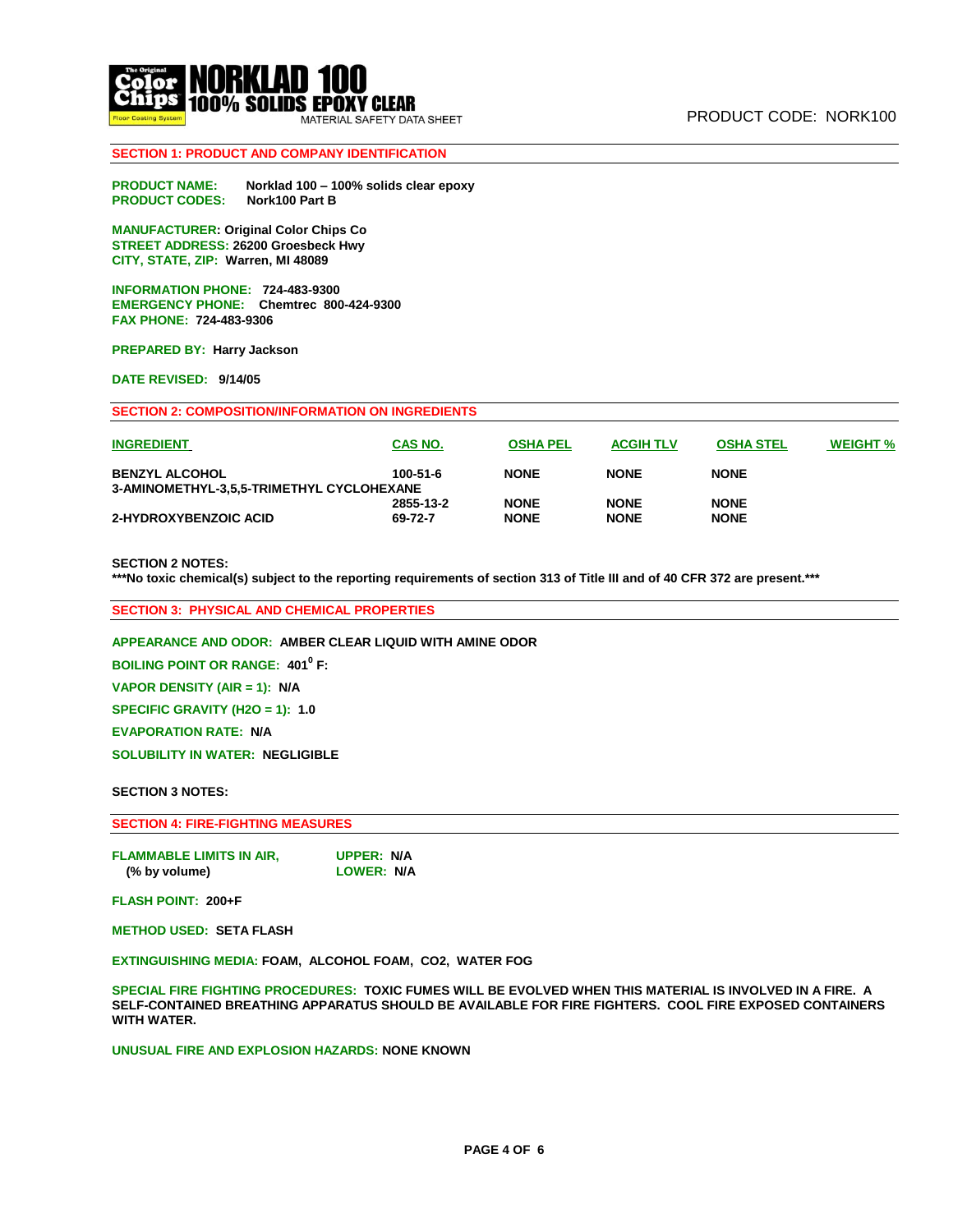**NORKLAD 100**
**100% SOLIDS EPOXY CLEAR**
MATERIAL SAFETY DATA SHEET

PRODUCT CODE: NORK100

## SECTION 1: PRODUCT AND COMPANY IDENTIFICATION

**PRODUCT NAME:** Norklad 100 – 100% solids clear epoxy
**PRODUCT CODES:** Nork100 Part B

**MANUFACTURER:** Original Color Chips Co
**STREET ADDRESS:** 26200 Groesbeck Hwy
**CITY, STATE, ZIP:** Warren, MI 48089

**INFORMATION PHONE:** 724-483-9300
**EMERGENCY PHONE:** Chemtrec 800-424-9300
**FAX PHONE:** 724-483-9306

**PREPARED BY:** Harry Jackson

**DATE REVISED:** 9/14/05

## SECTION 2: COMPOSITION/INFORMATION ON INGREDIENTS

| INGREDIENT | CAS NO. | OSHA PEL | ACGIH TLV | OSHA STEL | WEIGHT % |
|---|---|---|---|---|---|
| BENZYL ALCOHOL | 100-51-6 | NONE | NONE | NONE | |
| 3-AMINOMETHYL-3,5,5-TRIMETHYL CYCLOHEXANE | 2855-13-2 | NONE | NONE | NONE | |
| 2-HYDROXYBENZOIC ACID | 69-72-7 | NONE | NONE | NONE | |

**SECTION 2 NOTES:**
**\*\*\*No toxic chemical(s) subject to the reporting requirements of section 313 of Title III and of 40 CFR 372 are present.\*\*\***

## SECTION 3: PHYSICAL AND CHEMICAL PROPERTIES

**APPEARANCE AND ODOR:** AMBER CLEAR LIQUID WITH AMINE ODOR

**BOILING POINT OR RANGE:** $401^0$ F:

**VAPOR DENSITY (AIR = 1):** N/A

**SPECIFIC GRAVITY (H2O = 1):** 1.0

**EVAPORATION RATE:** N/A

**SOLUBILITY IN WATER:** NEGLIGIBLE

**SECTION 3 NOTES:**

## SECTION 4: FIRE-FIGHTING MEASURES

**FLAMMABLE LIMITS IN AIR, (% by volume)** UPPER: N/A LOWER: N/A

**FLASH POINT:** 200+F

**METHOD USED:** SETA FLASH

**EXTINGUISHING MEDIA:** FOAM, ALCOHOL FOAM, CO2, WATER FOG

**SPECIAL FIRE FIGHTING PROCEDURES:** TOXIC FUMES WILL BE EVOLVED WHEN THIS MATERIAL IS INVOLVED IN A FIRE. A SELF-CONTAINED BREATHING APPARATUS SHOULD BE AVAILABLE FOR FIRE FIGHTERS. COOL FIRE EXPOSED CONTAINERS WITH WATER.

**UNUSUAL FIRE AND EXPLOSION HAZARDS:** NONE KNOWN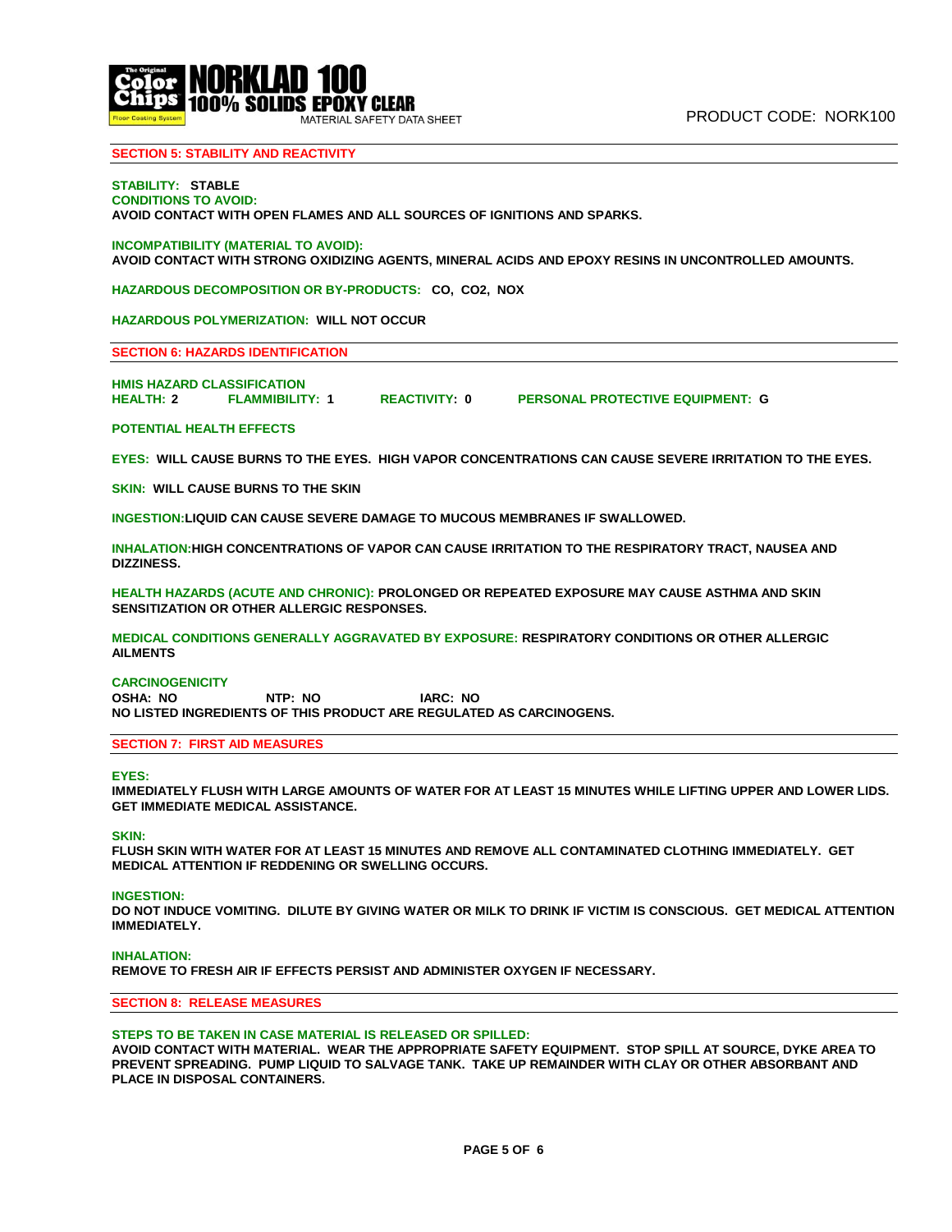## SECTION 5: STABILITY AND REACTIVITY

**STABILITY:** STABLE

**CONDITIONS TO AVOID:**
AVOID CONTACT WITH OPEN FLAMES AND ALL SOURCES OF IGNITIONS AND SPARKS.

**INCOMPATIBILITY (MATERIAL TO AVOID):**
AVOID CONTACT WITH STRONG OXIDIZING AGENTS, MINERAL ACIDS AND EPOXY RESINS IN UNCONTROLLED AMOUNTS.

**HAZARDOUS DECOMPOSITION OR BY-PRODUCTS:** CO, $CO_2$, NOX

**HAZARDOUS POLYMERIZATION:** WILL NOT OCCUR

## SECTION 6: HAZARDS IDENTIFICATION

**HMIS HAZARD CLASSIFICATION**

**HEALTH:** 2 **FLAMMIBILITY:** 1 **REACTIVITY:** 0 **PERSONAL PROTECTIVE EQUIPMENT:** G

**POTENTIAL HEALTH EFFECTS**

**EYES:** WILL CAUSE BURNS TO THE EYES. HIGH VAPOR CONCENTRATIONS CAN CAUSE SEVERE IRRITATION TO THE EYES.

**SKIN:** WILL CAUSE BURNS TO THE SKIN

**INGESTION:** LIQUID CAN CAUSE SEVERE DAMAGE TO MUCOUS MEMBRANES IF SWALLOWED.

**INHALATION:** HIGH CONCENTRATIONS OF VAPOR CAN CAUSE IRRITATION TO THE RESPIRATORY TRACT, NAUSEA AND DIZZINESS.

**HEALTH HAZARDS (ACUTE AND CHRONIC):** PROLONGED OR REPEATED EXPOSURE MAY CAUSE ASTHMA AND SKIN SENSITIZATION OR OTHER ALLERGIC RESPONSES.

**MEDICAL CONDITIONS GENERALLY AGGRAVATED BY EXPOSURE:** RESPIRATORY CONDITIONS OR OTHER ALLERGIC AILMENTS

**CARCINOGENICITY**

**OSHA:** NO **NTP:** NO **IARC:** NO

NO LISTED INGREDIENTS OF THIS PRODUCT ARE REGULATED AS CARCINOGENS.

## SECTION 7: FIRST AID MEASURES

**EYES:**
IMMEDIATELY FLUSH WITH LARGE AMOUNTS OF WATER FOR AT LEAST 15 MINUTES WHILE LIFTING UPPER AND LOWER LIDS. GET IMMEDIATE MEDICAL ASSISTANCE.

**SKIN:**
FLUSH SKIN WITH WATER FOR AT LEAST 15 MINUTES AND REMOVE ALL CONTAMINATED CLOTHING IMMEDIATELY. GET MEDICAL ATTENTION IF REDDENING OR SWELLING OCCURS.

**INGESTION:**
DO NOT INDUCE VOMITING. DILUTE BY GIVING WATER OR MILK TO DRINK IF VICTIM IS CONSCIOUS. GET MEDICAL ATTENTION IMMEDIATELY.

**INHALATION:**
REMOVE TO FRESH AIR IF EFFECTS PERSIST AND ADMINISTER OXYGEN IF NECESSARY.

## SECTION 8: RELEASE MEASURES

**STEPS TO BE TAKEN IN CASE MATERIAL IS RELEASED OR SPILLED:**
AVOID CONTACT WITH MATERIAL. WEAR THE APPROPRIATE SAFETY EQUIPMENT. STOP SPILL AT SOURCE, DYKE AREA TO PREVENT SPREADING. PUMP LIQUID TO SALVAGE TANK. TAKE UP REMAINDER WITH CLAY OR OTHER ABSORBANT AND PLACE IN DISPOSAL CONTAINERS.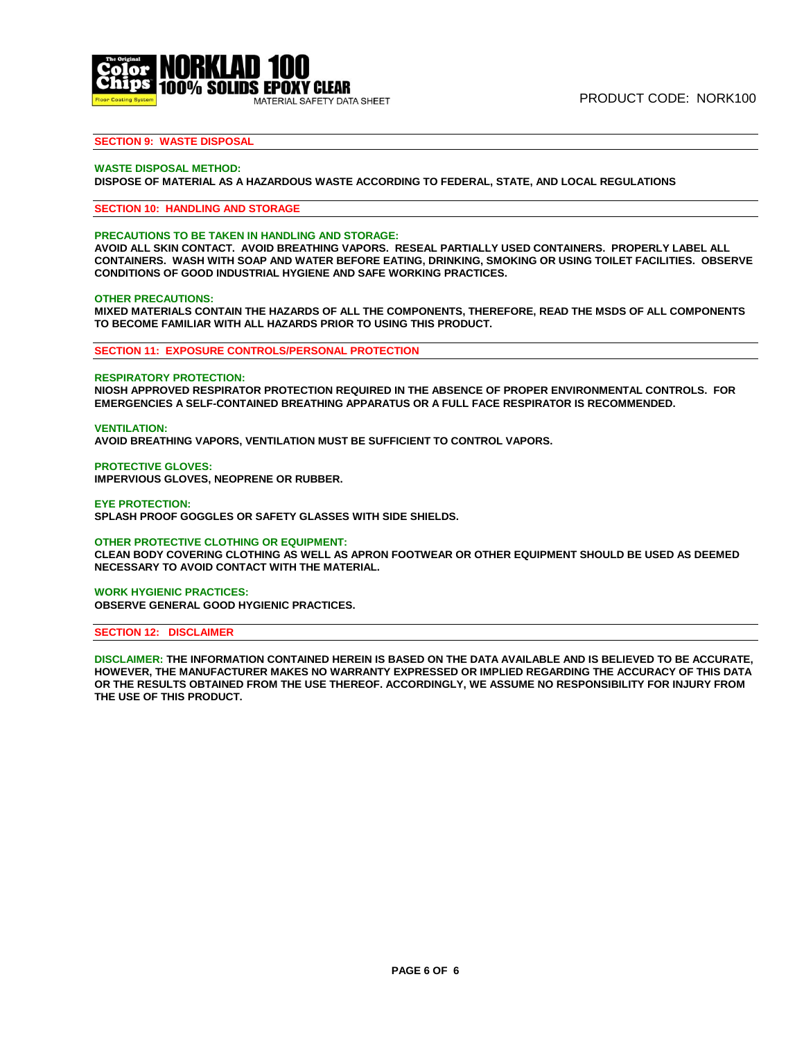## SECTION 9: WASTE DISPOSAL

**WASTE DISPOSAL METHOD:**
DISPOSE OF MATERIAL AS A HAZARDOUS WASTE ACCORDING TO FEDERAL, STATE, AND LOCAL REGULATIONS

## SECTION 10: HANDLING AND STORAGE

**PRECAUTIONS TO BE TAKEN IN HANDLING AND STORAGE:**
AVOID ALL SKIN CONTACT. AVOID BREATHING VAPORS. RESEAL PARTIALLY USED CONTAINERS. PROPERLY LABEL ALL CONTAINERS. WASH WITH SOAP AND WATER BEFORE EATING, DRINKING, SMOKING OR USING TOILET FACILITIES. OBSERVE CONDITIONS OF GOOD INDUSTRIAL HYGIENE AND SAFE WORKING PRACTICES.

**OTHER PRECAUTIONS:**
MIXED MATERIALS CONTAIN THE HAZARDS OF ALL THE COMPONENTS, THEREFORE, READ THE MSDS OF ALL COMPONENTS TO BECOME FAMILIAR WITH ALL HAZARDS PRIOR TO USING THIS PRODUCT.

## SECTION 11: EXPOSURE CONTROLS/PERSONAL PROTECTION

**RESPIRATORY PROTECTION:**
NIOSH APPROVED RESPIRATOR PROTECTION REQUIRED IN THE ABSENCE OF PROPER ENVIRONMENTAL CONTROLS. FOR EMERGENCIES A SELF-CONTAINED BREATHING APPARATUS OR A FULL FACE RESPIRATOR IS RECOMMENDED.

**VENTILATION:**
AVOID BREATHING VAPORS, VENTILATION MUST BE SUFFICIENT TO CONTROL VAPORS.

**PROTECTIVE GLOVES:**
IMPERVIOUS GLOVES, NEOPRENE OR RUBBER.

**EYE PROTECTION:**
SPLASH PROOF GOGGLES OR SAFETY GLASSES WITH SIDE SHIELDS.

**OTHER PROTECTIVE CLOTHING OR EQUIPMENT:**
CLEAN BODY COVERING CLOTHING AS WELL AS APRON FOOTWEAR OR OTHER EQUIPMENT SHOULD BE USED AS DEEMED NECESSARY TO AVOID CONTACT WITH THE MATERIAL.

**WORK HYGIENIC PRACTICES:**
OBSERVE GENERAL GOOD HYGIENIC PRACTICES.

## SECTION 12: DISCLAIMER

**DISCLAIMER:** THE INFORMATION CONTAINED HEREIN IS BASED ON THE DATA AVAILABLE AND IS BELIEVED TO BE ACCURATE, HOWEVER, THE MANUFACTURER MAKES NO WARRANTY EXPRESSED OR IMPLIED REGARDING THE ACCURACY OF THIS DATA OR THE RESULTS OBTAINED FROM THE USE THEREOF. ACCORDINGLY, WE ASSUME NO RESPONSIBILITY FOR INJURY FROM THE USE OF THIS PRODUCT.